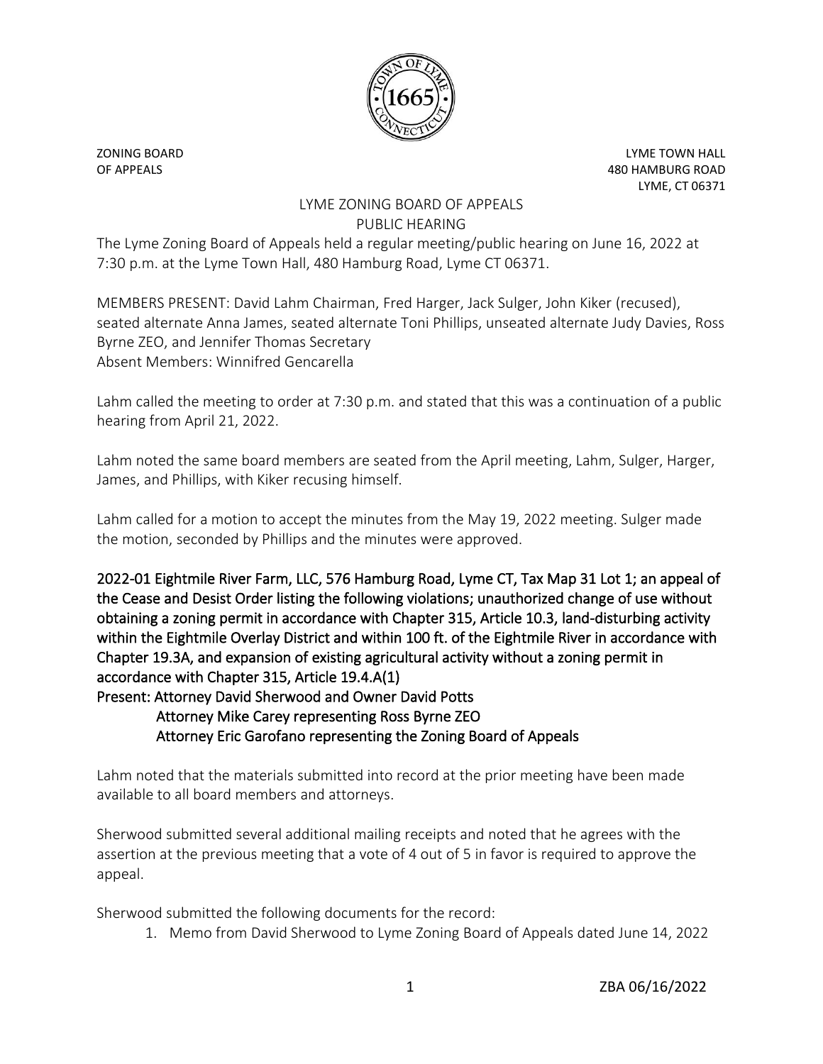ZONING BOARD
OF APPEALS

LYME TOWN HALL
480 HAMBURG ROAD
LYME, CT 06371

# LYME ZONING BOARD OF APPEALS
## PUBLIC HEARING

The Lyme Zoning Board of Appeals held a regular meeting/public hearing on June 16, 2022 at 7:30 p.m. at the Lyme Town Hall, 480 Hamburg Road, Lyme CT 06371.

MEMBERS PRESENT: David Lahm Chairman, Fred Harger, Jack Sulger, John Kiker (recused), seated alternate Anna James, seated alternate Toni Phillips, unseated alternate Judy Davies, Ross Byrne ZEO, and Jennifer Thomas Secretary
Absent Members: Winnifred Gencarella

Lahm called the meeting to order at 7:30 p.m. and stated that this was a continuation of a public hearing from April 21, 2022.

Lahm noted the same board members are seated from the April meeting, Lahm, Sulger, Harger, James, and Phillips, with Kiker recusing himself.

Lahm called for a motion to accept the minutes from the May 19, 2022 meeting. Sulger made the motion, seconded by Phillips and the minutes were approved.

**2022-01 Eightmile River Farm, LLC, 576 Hamburg Road, Lyme CT, Tax Map 31 Lot 1; an appeal of the Cease and Desist Order listing the following violations; unauthorized change of use without obtaining a zoning permit in accordance with Chapter 315, Article 10.3, land-disturbing activity within the Eightmile Overlay District and within 100 ft. of the Eightmile River in accordance with Chapter 19.3A, and expansion of existing agricultural activity without a zoning permit in accordance with Chapter 315, Article 19.4.A(1)**
**Present: Attorney David Sherwood and Owner David Potts**
**Attorney Mike Carey representing Ross Byrne ZEO**
**Attorney Eric Garofano representing the Zoning Board of Appeals**

Lahm noted that the materials submitted into record at the prior meeting have been made available to all board members and attorneys.

Sherwood submitted several additional mailing receipts and noted that he agrees with the assertion at the previous meeting that a vote of 4 out of 5 in favor is required to approve the appeal.

Sherwood submitted the following documents for the record:

1. Memo from David Sherwood to Lyme Zoning Board of Appeals dated June 14, 2022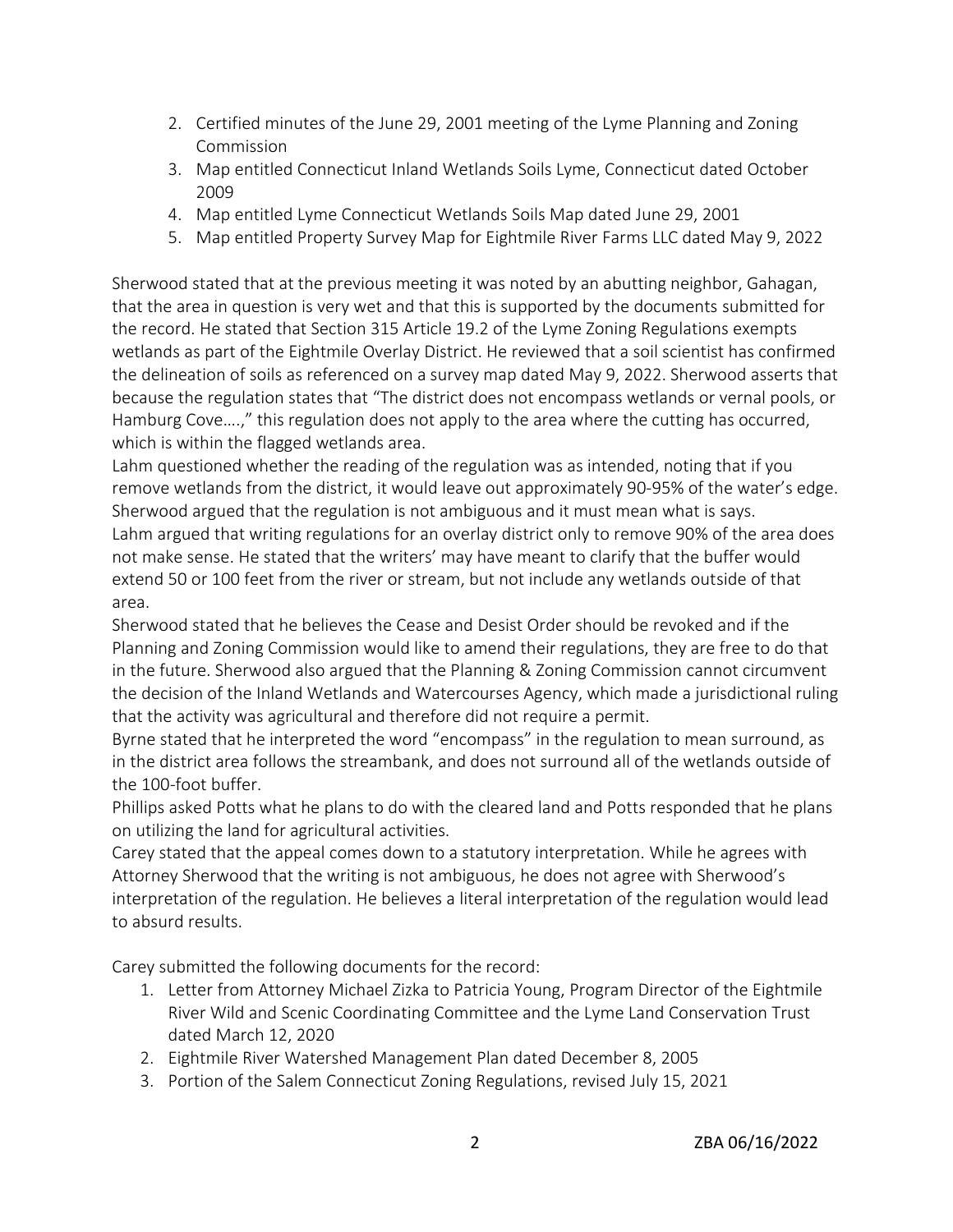2. Certified minutes of the June 29, 2001 meeting of the Lyme Planning and Zoning Commission
3. Map entitled Connecticut Inland Wetlands Soils Lyme, Connecticut dated October 2009
4. Map entitled Lyme Connecticut Wetlands Soils Map dated June 29, 2001
5. Map entitled Property Survey Map for Eightmile River Farms LLC dated May 9, 2022

Sherwood stated that at the previous meeting it was noted by an abutting neighbor, Gahagan, that the area in question is very wet and that this is supported by the documents submitted for the record. He stated that Section 315 Article 19.2 of the Lyme Zoning Regulations exempts wetlands as part of the Eightmile Overlay District. He reviewed that a soil scientist has confirmed the delineation of soils as referenced on a survey map dated May 9, 2022. Sherwood asserts that because the regulation states that "The district does not encompass wetlands or vernal pools, or Hamburg Cove….," this regulation does not apply to the area where the cutting has occurred, which is within the flagged wetlands area.

Lahm questioned whether the reading of the regulation was as intended, noting that if you remove wetlands from the district, it would leave out approximately 90-95% of the water's edge.

Sherwood argued that the regulation is not ambiguous and it must mean what is says.

Lahm argued that writing regulations for an overlay district only to remove 90% of the area does not make sense. He stated that the writers' may have meant to clarify that the buffer would extend 50 or 100 feet from the river or stream, but not include any wetlands outside of that area.

Sherwood stated that he believes the Cease and Desist Order should be revoked and if the Planning and Zoning Commission would like to amend their regulations, they are free to do that in the future. Sherwood also argued that the Planning & Zoning Commission cannot circumvent the decision of the Inland Wetlands and Watercourses Agency, which made a jurisdictional ruling that the activity was agricultural and therefore did not require a permit.

Byrne stated that he interpreted the word "encompass" in the regulation to mean surround, as in the district area follows the streambank, and does not surround all of the wetlands outside of the 100-foot buffer.

Phillips asked Potts what he plans to do with the cleared land and Potts responded that he plans on utilizing the land for agricultural activities.

Carey stated that the appeal comes down to a statutory interpretation. While he agrees with Attorney Sherwood that the writing is not ambiguous, he does not agree with Sherwood's interpretation of the regulation. He believes a literal interpretation of the regulation would lead to absurd results.

Carey submitted the following documents for the record:

1. Letter from Attorney Michael Zizka to Patricia Young, Program Director of the Eightmile River Wild and Scenic Coordinating Committee and the Lyme Land Conservation Trust dated March 12, 2020
2. Eightmile River Watershed Management Plan dated December 8, 2005
3. Portion of the Salem Connecticut Zoning Regulations, revised July 15, 2021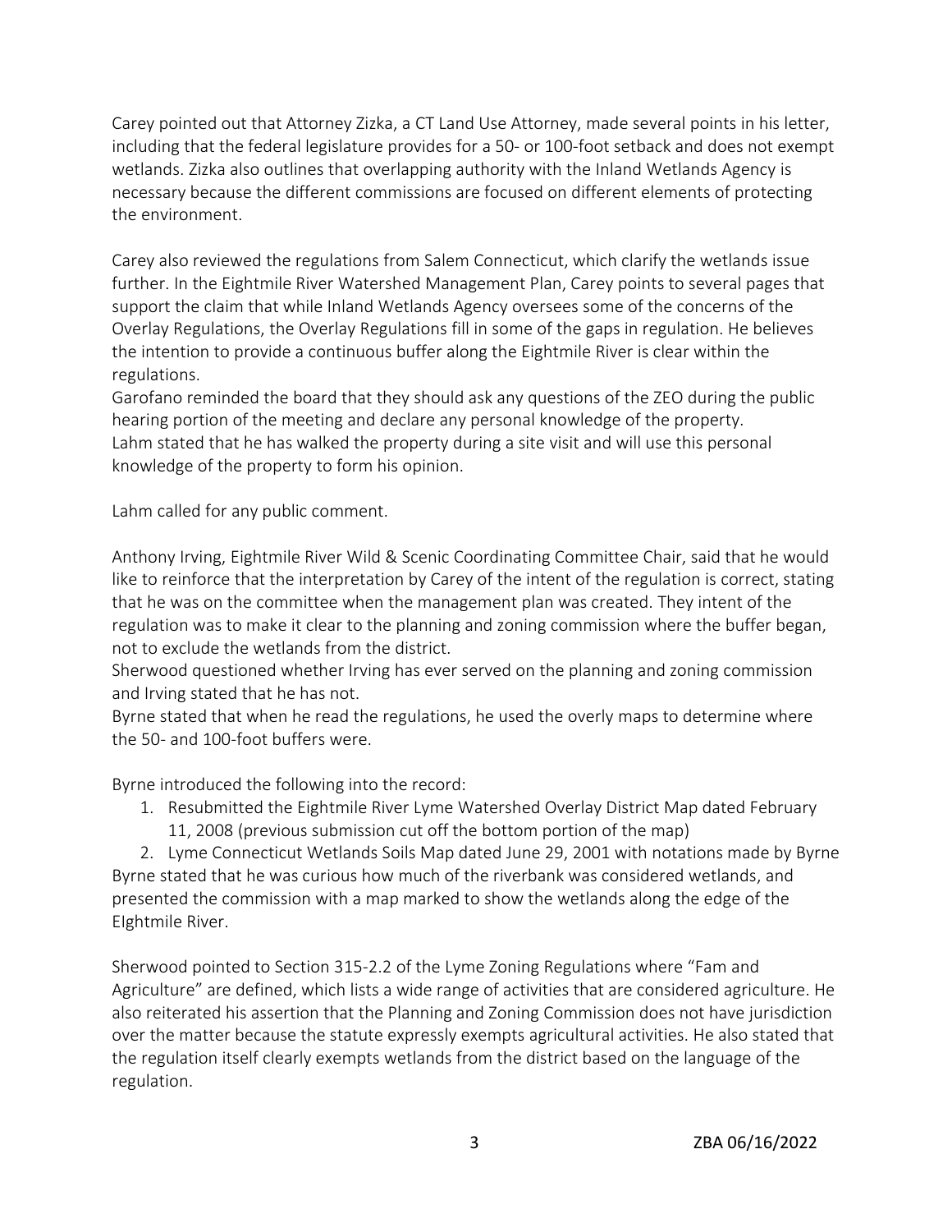Carey pointed out that Attorney Zizka, a CT Land Use Attorney, made several points in his letter, including that the federal legislature provides for a 50- or 100-foot setback and does not exempt wetlands. Zizka also outlines that overlapping authority with the Inland Wetlands Agency is necessary because the different commissions are focused on different elements of protecting the environment.

Carey also reviewed the regulations from Salem Connecticut, which clarify the wetlands issue further. In the Eightmile River Watershed Management Plan, Carey points to several pages that support the claim that while Inland Wetlands Agency oversees some of the concerns of the Overlay Regulations, the Overlay Regulations fill in some of the gaps in regulation. He believes the intention to provide a continuous buffer along the Eightmile River is clear within the regulations.

Garofano reminded the board that they should ask any questions of the ZEO during the public hearing portion of the meeting and declare any personal knowledge of the property.

Lahm stated that he has walked the property during a site visit and will use this personal knowledge of the property to form his opinion.

Lahm called for any public comment.

Anthony Irving, Eightmile River Wild & Scenic Coordinating Committee Chair, said that he would like to reinforce that the interpretation by Carey of the intent of the regulation is correct, stating that he was on the committee when the management plan was created. They intent of the regulation was to make it clear to the planning and zoning commission where the buffer began, not to exclude the wetlands from the district.

Sherwood questioned whether Irving has ever served on the planning and zoning commission and Irving stated that he has not.

Byrne stated that when he read the regulations, he used the overly maps to determine where the 50- and 100-foot buffers were.

Byrne introduced the following into the record:

1. Resubmitted the Eightmile River Lyme Watershed Overlay District Map dated February 11, 2008 (previous submission cut off the bottom portion of the map)
2. Lyme Connecticut Wetlands Soils Map dated June 29, 2001 with notations made by Byrne

Byrne stated that he was curious how much of the riverbank was considered wetlands, and presented the commission with a map marked to show the wetlands along the edge of the EIghtmile River.

Sherwood pointed to Section 315-2.2 of the Lyme Zoning Regulations where "Fam and Agriculture" are defined, which lists a wide range of activities that are considered agriculture. He also reiterated his assertion that the Planning and Zoning Commission does not have jurisdiction over the matter because the statute expressly exempts agricultural activities. He also stated that the regulation itself clearly exempts wetlands from the district based on the language of the regulation.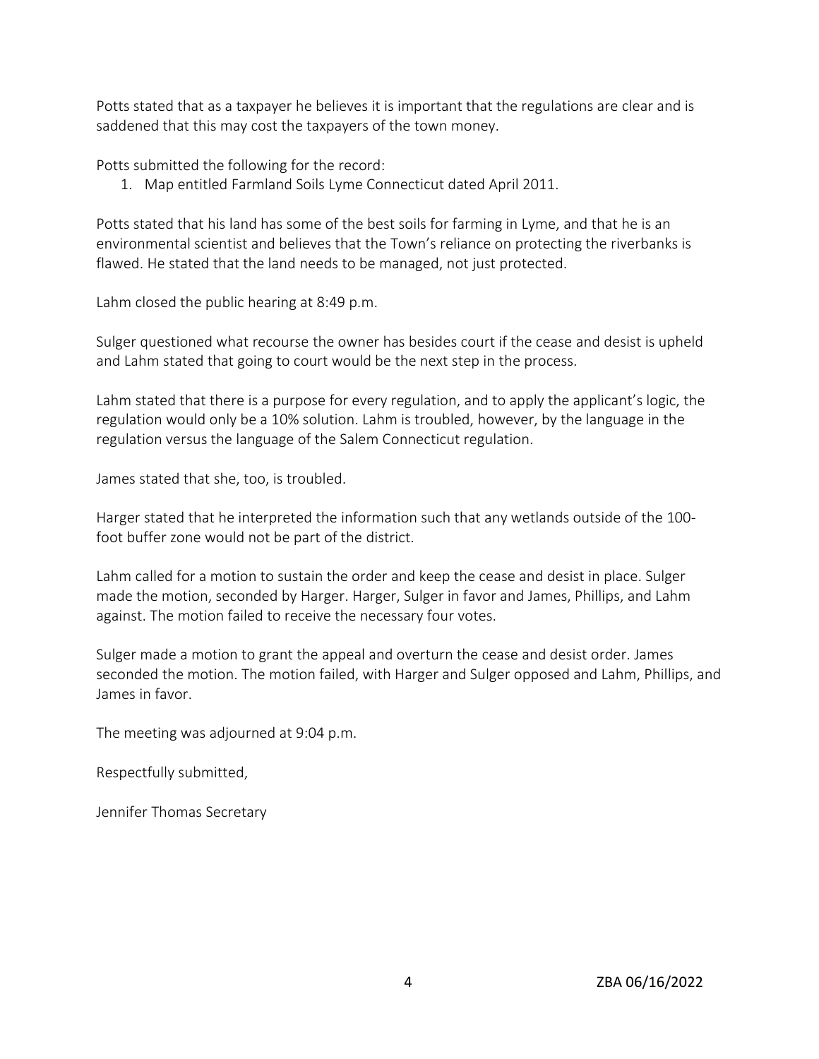Potts stated that as a taxpayer he believes it is important that the regulations are clear and is saddened that this may cost the taxpayers of the town money.

Potts submitted the following for the record:

1. Map entitled Farmland Soils Lyme Connecticut dated April 2011.

Potts stated that his land has some of the best soils for farming in Lyme, and that he is an environmental scientist and believes that the Town's reliance on protecting the riverbanks is flawed. He stated that the land needs to be managed, not just protected.

Lahm closed the public hearing at 8:49 p.m.

Sulger questioned what recourse the owner has besides court if the cease and desist is upheld and Lahm stated that going to court would be the next step in the process.

Lahm stated that there is a purpose for every regulation, and to apply the applicant's logic, the regulation would only be a 10% solution. Lahm is troubled, however, by the language in the regulation versus the language of the Salem Connecticut regulation.

James stated that she, too, is troubled.

Harger stated that he interpreted the information such that any wetlands outside of the 100-foot buffer zone would not be part of the district.

Lahm called for a motion to sustain the order and keep the cease and desist in place. Sulger made the motion, seconded by Harger. Harger, Sulger in favor and James, Phillips, and Lahm against. The motion failed to receive the necessary four votes.

Sulger made a motion to grant the appeal and overturn the cease and desist order. James seconded the motion. The motion failed, with Harger and Sulger opposed and Lahm, Phillips, and James in favor.

The meeting was adjourned at 9:04 p.m.

Respectfully submitted,

Jennifer Thomas Secretary